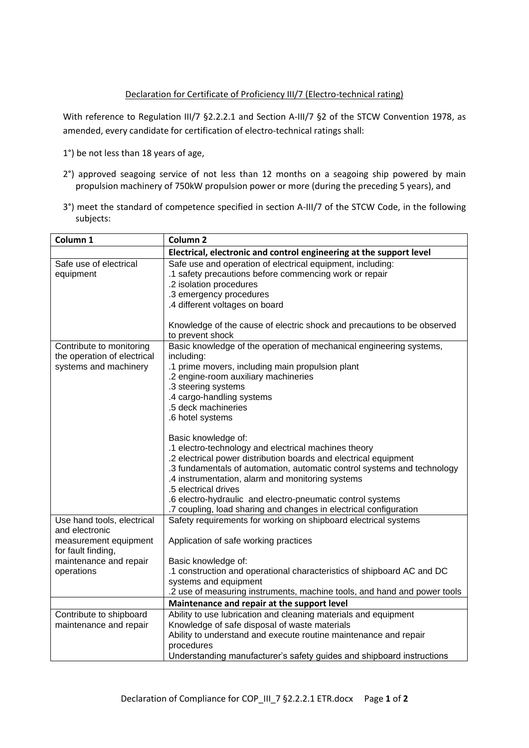Declaration for Certificate of Proficiency III/7 (Electro-technical rating)

With reference to Regulation III/7 §2.2.2.1 and Section A-III/7 §2 of the STCW Convention 1978, as amended, every candidate for certification of electro-technical ratings shall:

1°) be not less than 18 years of age,

2°) approved seagoing service of not less than 12 months on a seagoing ship powered by main propulsion machinery of 750kW propulsion power or more (during the preceding 5 years), and

3°) meet the standard of competence specified in section A-III/7 of the STCW Code, in the following subjects:

| **Column 1** | **Column 2** |
|---|---|
| | **Electrical, electronic and control engineering at the support level** |
| Safe use of electrical equipment | Safe use and operation of electrical equipment, including:<br>.1 safety precautions before commencing work or repair<br>.2 isolation procedures<br>.3 emergency procedures<br>.4 different voltages on board<br><br>Knowledge of the cause of electric shock and precautions to be observed to prevent shock |
| Contribute to monitoring the operation of electrical systems and machinery | Basic knowledge of the operation of mechanical engineering systems, including:<br>.1 prime movers, including main propulsion plant<br>.2 engine-room auxiliary machineries<br>.3 steering systems<br>.4 cargo-handling systems<br>.5 deck machineries<br>.6 hotel systems<br><br>Basic knowledge of:<br>.1 electro-technology and electrical machines theory<br>.2 electrical power distribution boards and electrical equipment<br>.3 fundamentals of automation, automatic control systems and technology<br>.4 instrumentation, alarm and monitoring systems<br>.5 electrical drives<br>.6 electro-hydraulic and electro-pneumatic control systems<br>.7 coupling, load sharing and changes in electrical configuration |
| Use hand tools, electrical and electronic measurement equipment for fault finding, maintenance and repair operations | Safety requirements for working on shipboard electrical systems<br><br>Application of safe working practices<br><br>Basic knowledge of:<br>.1 construction and operational characteristics of shipboard AC and DC systems and equipment<br>.2 use of measuring instruments, machine tools, and hand and power tools |
| | **Maintenance and repair at the support level** |
| Contribute to shipboard maintenance and repair | Ability to use lubrication and cleaning materials and equipment<br>Knowledge of safe disposal of waste materials<br>Ability to understand and execute routine maintenance and repair procedures<br>Understanding manufacturer's safety guides and shipboard instructions |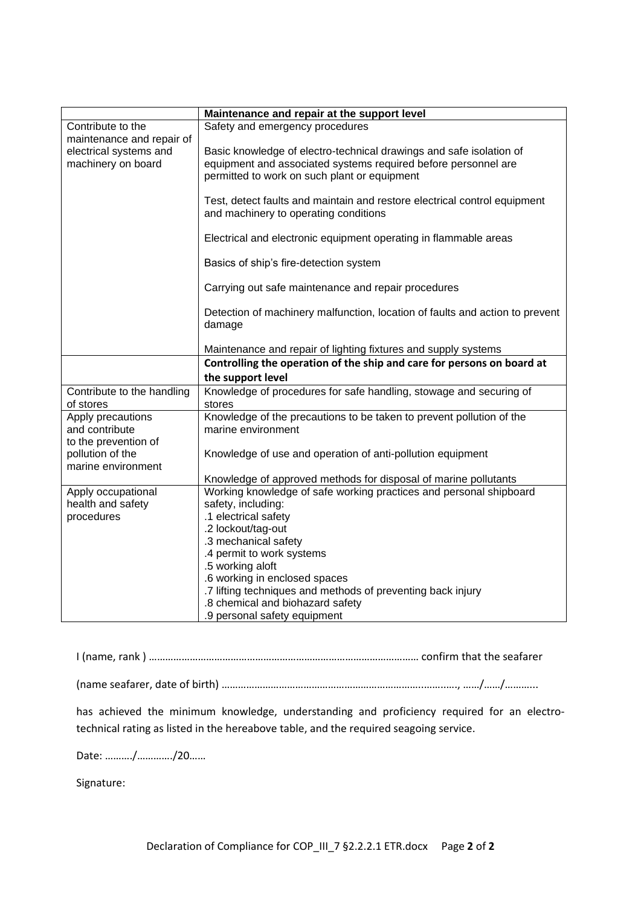| | |
|---|---|
| | **Maintenance and repair at the support level** |
| Contribute to the maintenance and repair of electrical systems and machinery on board | Safety and emergency procedures<br><br>Basic knowledge of electro-technical drawings and safe isolation of equipment and associated systems required before personnel are permitted to work on such plant or equipment<br><br>Test, detect faults and maintain and restore electrical control equipment and machinery to operating conditions<br><br>Electrical and electronic equipment operating in flammable areas<br><br>Basics of ship's fire-detection system<br><br>Carrying out safe maintenance and repair procedures<br><br>Detection of machinery malfunction, location of faults and action to prevent damage<br><br>Maintenance and repair of lighting fixtures and supply systems |
| | **Controlling the operation of the ship and care for persons on board at the support level** |
| Contribute to the handling of stores | Knowledge of procedures for safe handling, stowage and securing of stores |
| Apply precautions and contribute to the prevention of pollution of the marine environment | Knowledge of the precautions to be taken to prevent pollution of the marine environment<br><br>Knowledge of use and operation of anti-pollution equipment<br><br>Knowledge of approved methods for disposal of marine pollutants |
| Apply occupational health and safety procedures | Working knowledge of safe working practices and personal shipboard safety, including:<br>.1 electrical safety<br>.2 lockout/tag-out<br>.3 mechanical safety<br>.4 permit to work systems<br>.5 working aloft<br>.6 working in enclosed spaces<br>.7 lifting techniques and methods of preventing back injury<br>.8 chemical and biohazard safety<br>.9 personal safety equipment |

I (name, rank ) ……………………………………………………………………………………… confirm that the seafarer

(name seafarer, date of birth) …………………………………………………………….………., ……/……/………..

has achieved the minimum knowledge, understanding and proficiency required for an electro-technical rating as listed in the hereabove table, and the required seagoing service.

Date: ………./…………./20……

Signature: